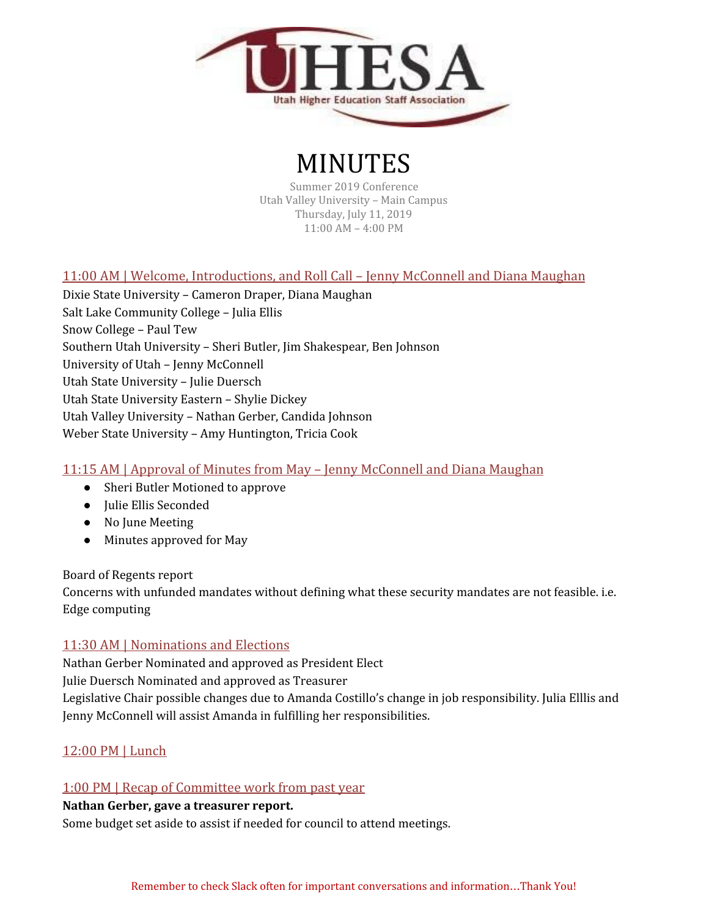# MINUTES

Summer 2019 Conference
Utah Valley University – Main Campus
Thursday, July 11, 2019
11:00 AM – 4:00 PM

## 11:00 AM | Welcome, Introductions, and Roll Call – Jenny McConnell and Diana Maughan

Dixie State University – Cameron Draper, Diana Maughan
Salt Lake Community College – Julia Ellis
Snow College – Paul Tew
Southern Utah University – Sheri Butler, Jim Shakespear, Ben Johnson
University of Utah – Jenny McConnell
Utah State University – Julie Duersch
Utah State University Eastern – Shylie Dickey
Utah Valley University – Nathan Gerber, Candida Johnson
Weber State University – Amy Huntington, Tricia Cook

## 11:15 AM | Approval of Minutes from May – Jenny McConnell and Diana Maughan

- Sheri Butler Motioned to approve
- Julie Ellis Seconded
- No June Meeting
- Minutes approved for May

Board of Regents report
Concerns with unfunded mandates without defining what these security mandates are not feasible. i.e. Edge computing

## 11:30 AM | Nominations and Elections

Nathan Gerber Nominated and approved as President Elect
Julie Duersch Nominated and approved as Treasurer
Legislative Chair possible changes due to Amanda Costillo's change in job responsibility. Julia Elllis and Jenny McConnell will assist Amanda in fulfilling her responsibilities.

## 12:00 PM | Lunch

## 1:00 PM | Recap of Committee work from past year

**Nathan Gerber, gave a treasurer report.**
Some budget set aside to assist if needed for council to attend meetings.

Remember to check Slack often for important conversations and information…Thank You!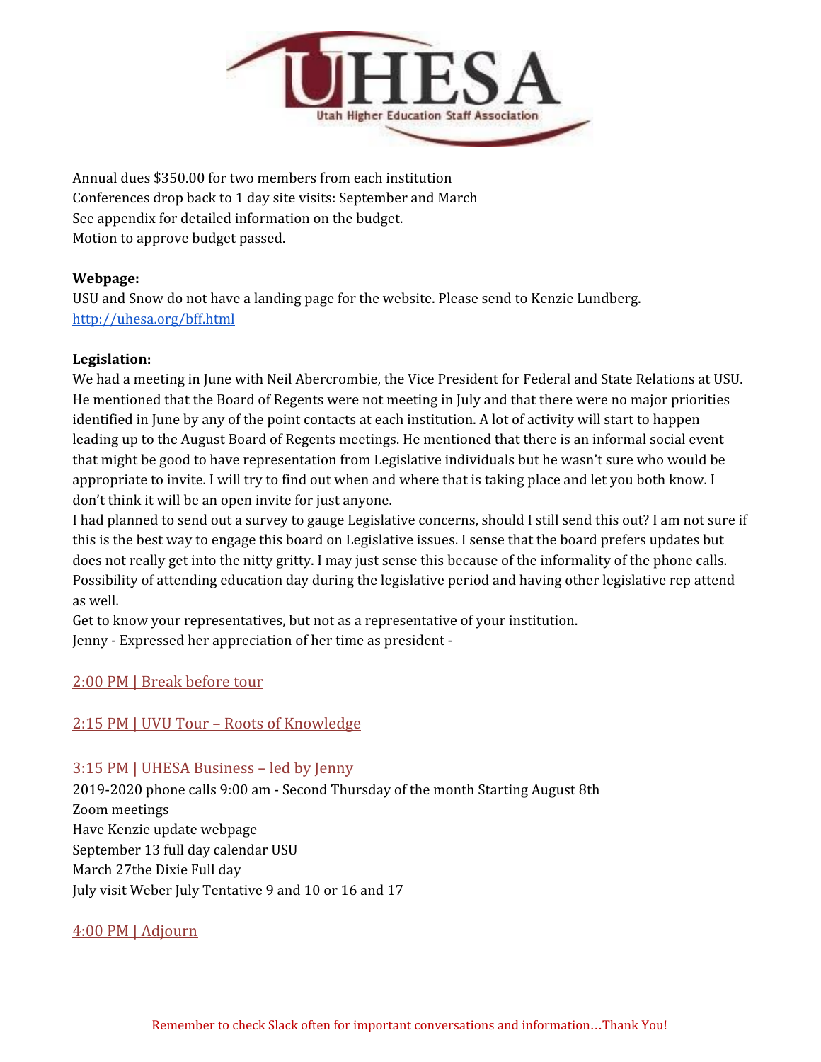Annual dues $350.00 for two members from each institution
Conferences drop back to 1 day site visits: September and March
See appendix for detailed information on the budget.
Motion to approve budget passed.

**Webpage:**
USU and Snow do not have a landing page for the website. Please send to Kenzie Lundberg.
http://uhesa.org/bff.html

**Legislation:**
We had a meeting in June with Neil Abercrombie, the Vice President for Federal and State Relations at USU. He mentioned that the Board of Regents were not meeting in July and that there were no major priorities identified in June by any of the point contacts at each institution. A lot of activity will start to happen leading up to the August Board of Regents meetings. He mentioned that there is an informal social event that might be good to have representation from Legislative individuals but he wasn't sure who would be appropriate to invite. I will try to find out when and where that is taking place and let you both know. I don't think it will be an open invite for just anyone.
I had planned to send out a survey to gauge Legislative concerns, should I still send this out? I am not sure if this is the best way to engage this board on Legislative issues. I sense that the board prefers updates but does not really get into the nitty gritty. I may just sense this because of the informality of the phone calls.
Possibility of attending education day during the legislative period and having other legislative rep attend as well.
Get to know your representatives, but not as a representative of your institution.
Jenny - Expressed her appreciation of her time as president -

2:00 PM | Break before tour

2:15 PM | UVU Tour – Roots of Knowledge

3:15 PM | UHESA Business – led by Jenny
2019-2020 phone calls 9:00 am - Second Thursday of the month Starting August 8th
Zoom meetings
Have Kenzie update webpage
September 13 full day calendar USU
March 27the Dixie Full day
July visit Weber July Tentative 9 and 10 or 16 and 17

4:00 PM | Adjourn

Remember to check Slack often for important conversations and information…Thank You!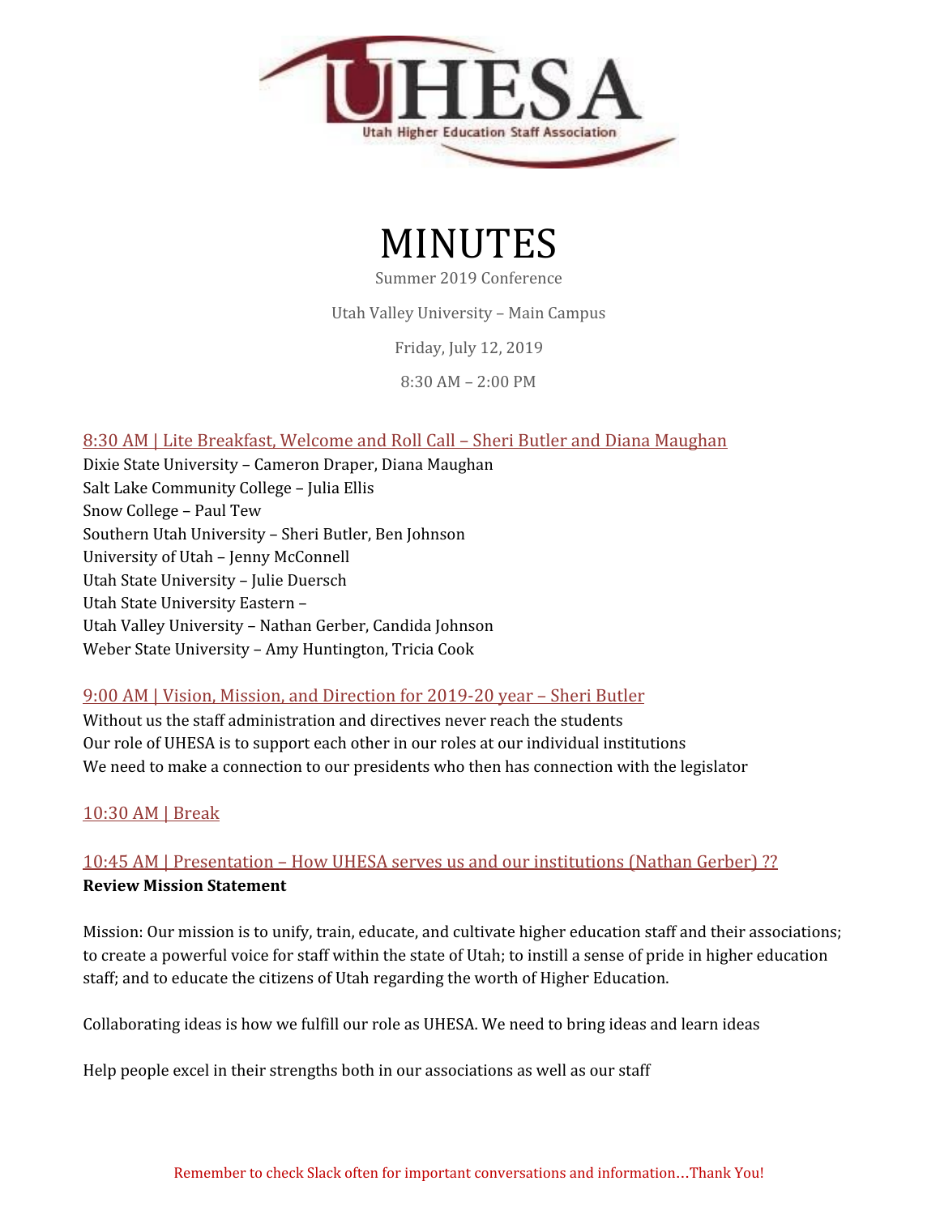# MINUTES

Summer 2019 Conference

Utah Valley University – Main Campus

Friday, July 12, 2019

8:30 AM – 2:00 PM

## 8:30 AM | Lite Breakfast, Welcome and Roll Call – Sheri Butler and Diana Maughan

Dixie State University – Cameron Draper, Diana Maughan
Salt Lake Community College – Julia Ellis
Snow College – Paul Tew
Southern Utah University – Sheri Butler, Ben Johnson
University of Utah – Jenny McConnell
Utah State University – Julie Duersch
Utah State University Eastern –
Utah Valley University – Nathan Gerber, Candida Johnson
Weber State University – Amy Huntington, Tricia Cook

## 9:00 AM | Vision, Mission, and Direction for 2019-20 year – Sheri Butler

Without us the staff administration and directives never reach the students
Our role of UHESA is to support each other in our roles at our individual institutions
We need to make a connection to our presidents who then has connection with the legislator

## 10:30 AM | Break

## 10:45 AM | Presentation – How UHESA serves us and our institutions (Nathan Gerber) ??

**Review Mission Statement**

Mission: Our mission is to unify, train, educate, and cultivate higher education staff and their associations; to create a powerful voice for staff within the state of Utah; to instill a sense of pride in higher education staff; and to educate the citizens of Utah regarding the worth of Higher Education.

Collaborating ideas is how we fulfill our role as UHESA. We need to bring ideas and learn ideas

Help people excel in their strengths both in our associations as well as our staff

Remember to check Slack often for important conversations and information…Thank You!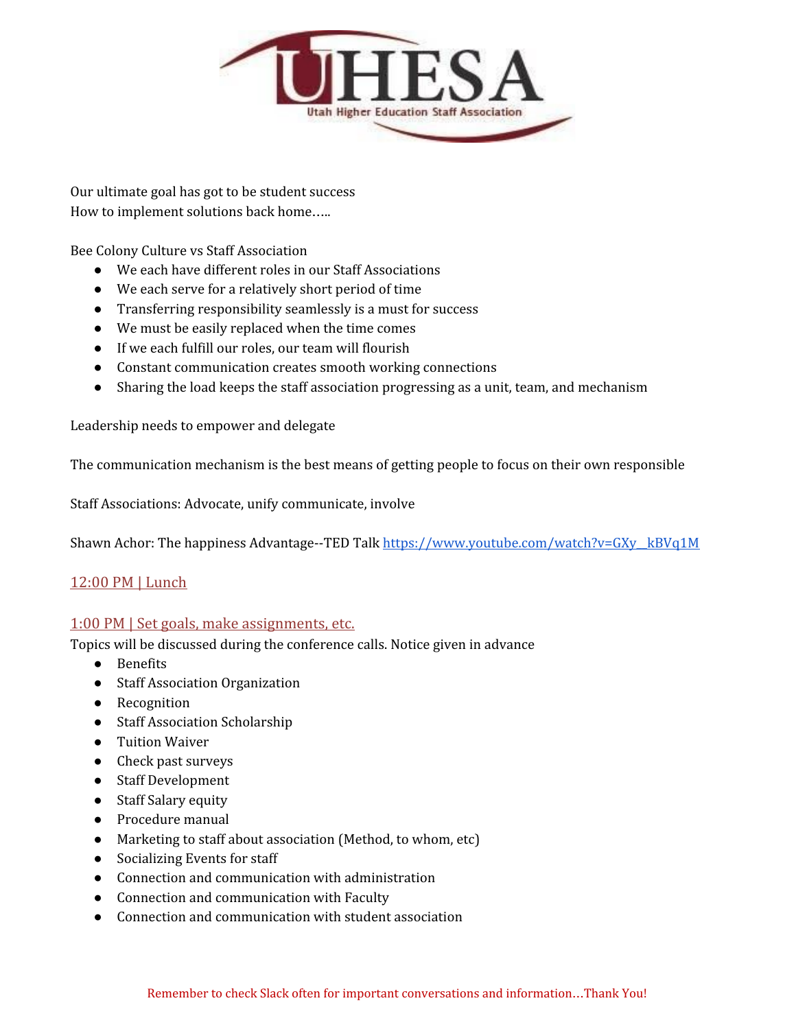Our ultimate goal has got to be student success
How to implement solutions back home…..

Bee Colony Culture vs Staff Association

- We each have different roles in our Staff Associations
- We each serve for a relatively short period of time
- Transferring responsibility seamlessly is a must for success
- We must be easily replaced when the time comes
- If we each fulfill our roles, our team will flourish
- Constant communication creates smooth working connections
- Sharing the load keeps the staff association progressing as a unit, team, and mechanism

Leadership needs to empower and delegate

The communication mechanism is the best means of getting people to focus on their own responsible

Staff Associations: Advocate, unify communicate, involve

Shawn Achor: The happiness Advantage--TED Talk https://www.youtube.com/watch?v=GXy__kBVq1M

## 12:00 PM | Lunch

## 1:00 PM | Set goals, make assignments, etc.

Topics will be discussed during the conference calls. Notice given in advance

- Benefits
- Staff Association Organization
- Recognition
- Staff Association Scholarship
- Tuition Waiver
- Check past surveys
- Staff Development
- Staff Salary equity
- Procedure manual
- Marketing to staff about association (Method, to whom, etc)
- Socializing Events for staff
- Connection and communication with administration
- Connection and communication with Faculty
- Connection and communication with student association

Remember to check Slack often for important conversations and information…Thank You!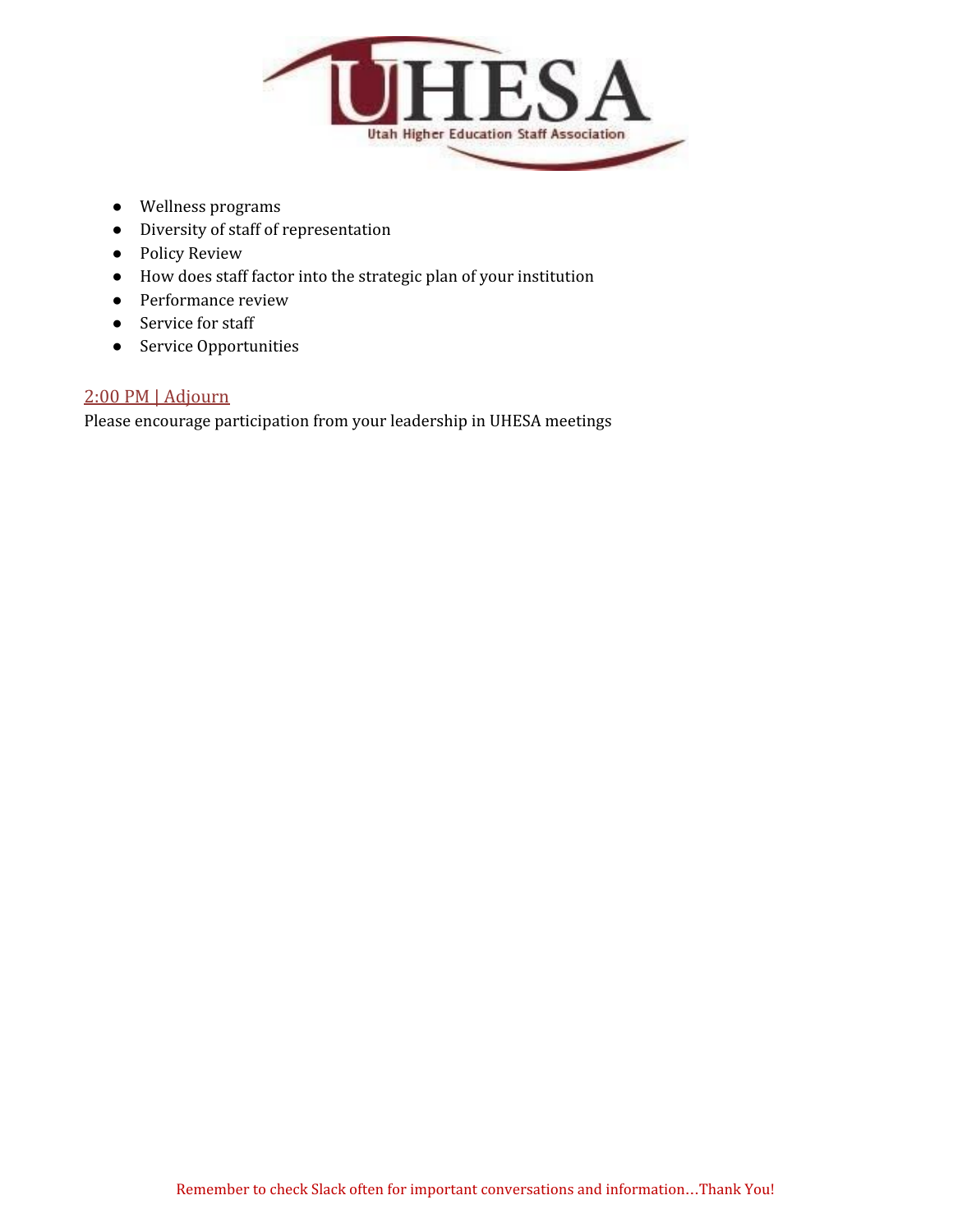- Wellness programs
- Diversity of staff of representation
- Policy Review
- How does staff factor into the strategic plan of your institution
- Performance review
- Service for staff
- Service Opportunities

## 2:00 PM | Adjourn

Please encourage participation from your leadership in UHESA meetings